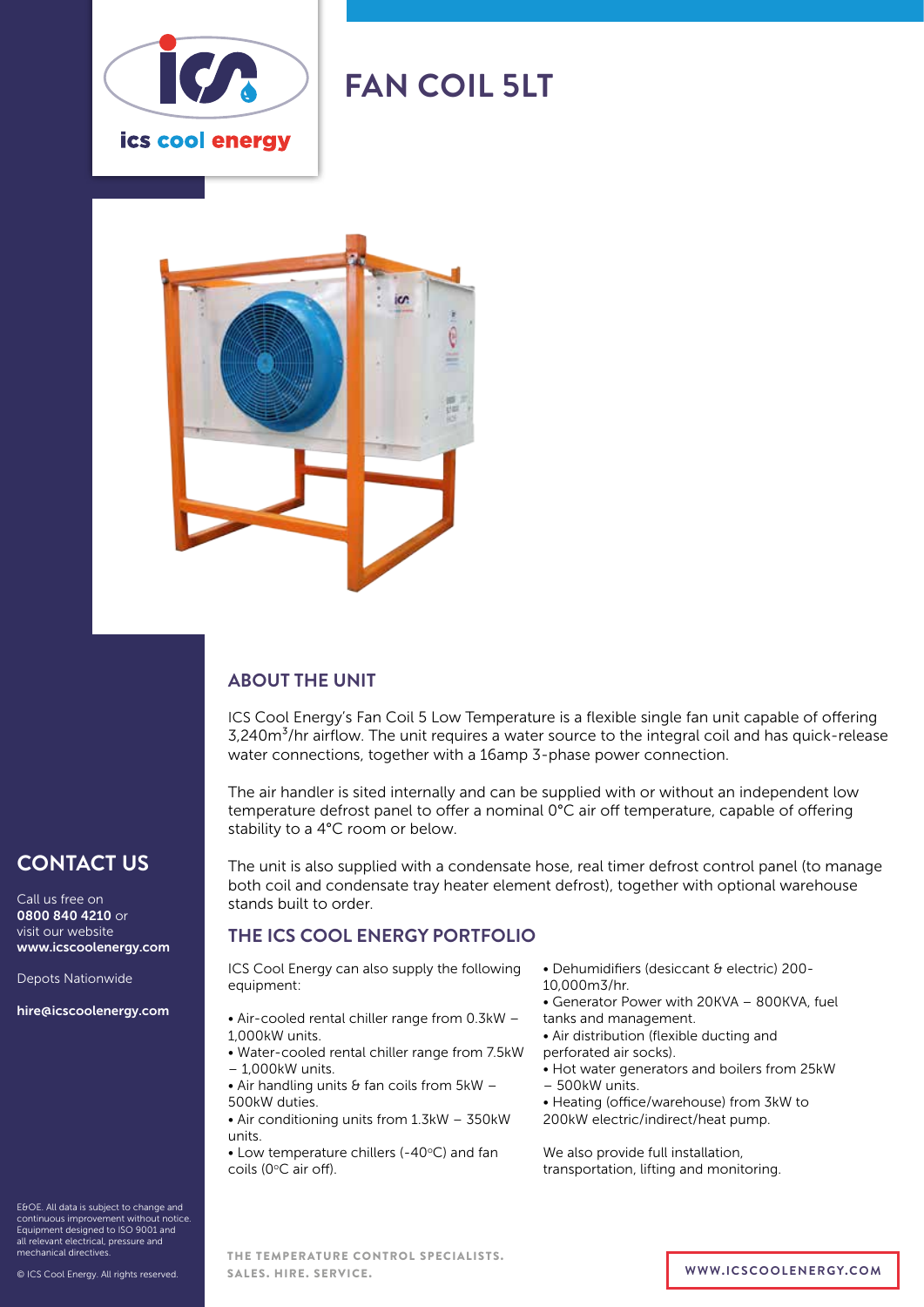# FAN COIL 5LT

## ABOUT THE UNIT

ICS Cool Energy's Fan Coil 5 Low Temperature is a flexible single fan unit capable of offering 3,240m$^3$/hr airflow. The unit requires a water source to the integral coil and has quick-release water connections, together with a 16amp 3-phase power connection.

The air handler is sited internally and can be supplied with or without an independent low temperature defrost panel to offer a nominal 0°C air off temperature, capable of offering stability to a 4°C room or below.

The unit is also supplied with a condensate hose, real timer defrost control panel (to manage both coil and condensate tray heater element defrost), together with optional warehouse stands built to order.

## THE ICS COOL ENERGY PORTFOLIO

ICS Cool Energy can also supply the following equipment:

- Air-cooled rental chiller range from 0.3kW – 1,000kW units.
- Water-cooled rental chiller range from 7.5kW – 1,000kW units.
- Air handling units & fan coils from 5kW – 500kW duties.
- Air conditioning units from 1.3kW – 350kW units.
- Low temperature chillers (-40°C) and fan coils (0°C air off).
- Dehumidifiers (desiccant & electric) 200-10,000m3/hr.
- Generator Power with 20KVA – 800KVA, fuel tanks and management.
- Air distribution (flexible ducting and perforated air socks).
- Hot water generators and boilers from 25kW – 500kW units.
- Heating (office/warehouse) from 3kW to 200kW electric/indirect/heat pump.

We also provide full installation, transportation, lifting and monitoring.

## CONTACT US

Call us free on **0800 840 4210** or visit our website **www.icscoolenergy.com**

Depots Nationwide

**hire@icscoolenergy.com**

E&OE. All data is subject to change and continuous improvement without notice. Equipment designed to ISO 9001 and all relevant electrical, pressure and mechanical directives.

© ICS Cool Energy. All rights reserved.

THE TEMPERATURE CONTROL SPECIALISTS.
SALES. HIRE. SERVICE.

WWW.ICSCOOLENERGY.COM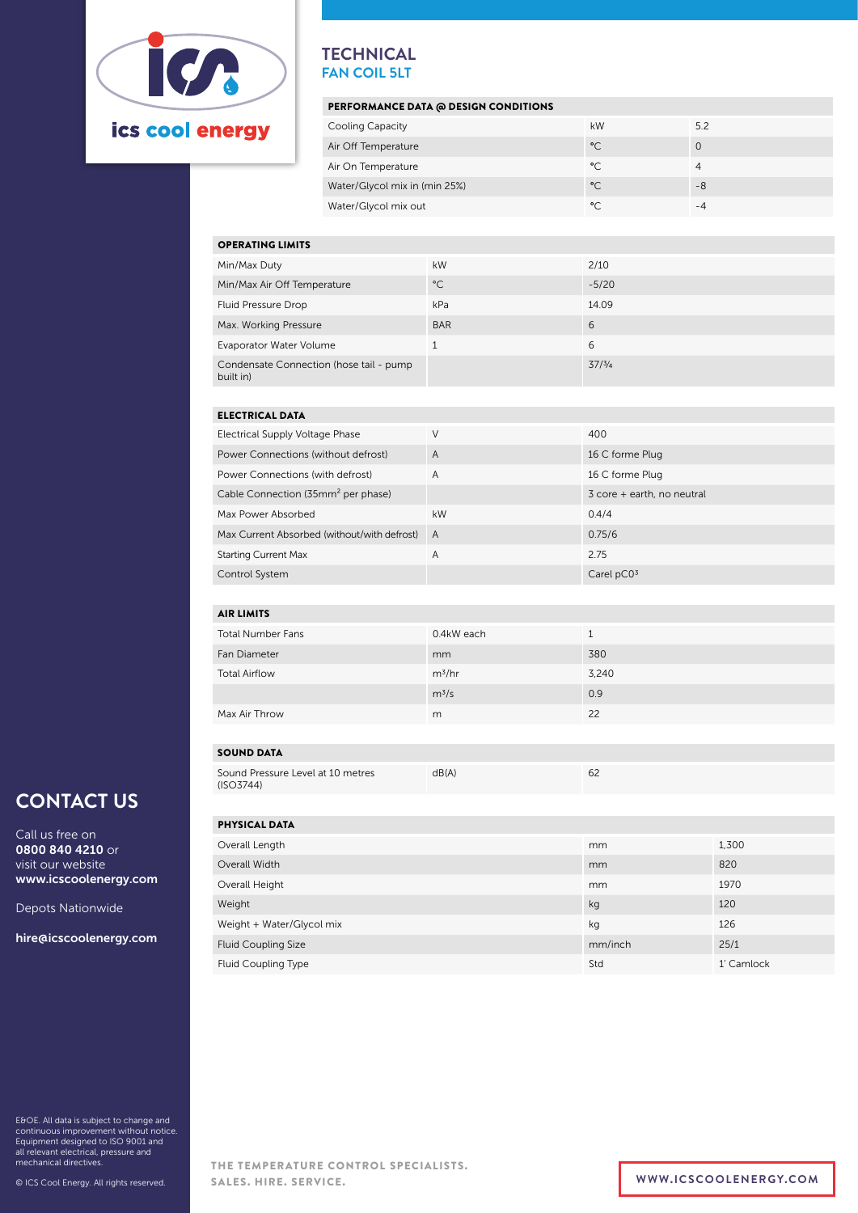ics cool energy

## TECHNICAL
### FAN COIL 5LT

| PERFORMANCE DATA @ DESIGN CONDITIONS | | |
|---|---|---|
| Cooling Capacity | kW | 5.2 |
| Air Off Temperature | °C | 0 |
| Air On Temperature | °C | 4 |
| Water/Glycol mix in (min 25%) | °C | -8 |
| Water/Glycol mix out | °C | -4 |

| OPERATING LIMITS | | |
|---|---|---|
| Min/Max Duty | kW | 2/10 |
| Min/Max Air Off Temperature | °C | -5/20 |
| Fluid Pressure Drop | kPa | 14.09 |
| Max. Working Pressure | BAR | 6 |
| Evaporator Water Volume | 1 | 6 |
| Condensate Connection (hose tail - pump built in) | | 37/¾ |

| ELECTRICAL DATA | | |
|---|---|---|
| Electrical Supply Voltage Phase | V | 400 |
| Power Connections (without defrost) | A | 16 C forme Plug |
| Power Connections (with defrost) | A | 16 C forme Plug |
| Cable Connection (35mm² per phase) | | 3 core + earth, no neutral |
| Max Power Absorbed | kW | 0.4/4 |
| Max Current Absorbed (without/with defrost) | A | 0.75/6 |
| Starting Current Max | A | 2.75 |
| Control System | | Carel pC0³ |

| AIR LIMITS | | |
|---|---|---|
| Total Number Fans | 0.4kW each | 1 |
| Fan Diameter | mm | 380 |
| Total Airflow | m³/hr | 3,240 |
| | m³/s | 0.9 |
| Max Air Throw | m | 22 |

| SOUND DATA | | |
|---|---|---|
| Sound Pressure Level at 10 metres (ISO3744) | dB(A) | 62 |

| PHYSICAL DATA | | |
|---|---|---|
| Overall Length | mm | 1,300 |
| Overall Width | mm | 820 |
| Overall Height | mm | 1970 |
| Weight | kg | 120 |
| Weight + Water/Glycol mix | kg | 126 |
| Fluid Coupling Size | mm/inch | 25/1 |
| Fluid Coupling Type | Std | 1' Camlock |

## CONTACT US

Call us free on **0800 840 4210** or visit our website **www.icscoolenergy.com**

Depots Nationwide

**hire@icscoolenergy.com**

E&OE. All data is subject to change and continuous improvement without notice. Equipment designed to ISO 9001 and all relevant electrical, pressure and mechanical directives.

© ICS Cool Energy. All rights reserved.

THE TEMPERATURE CONTROL SPECIALISTS.
SALES. HIRE. SERVICE.

WWW.ICSCOOLENERGY.COM